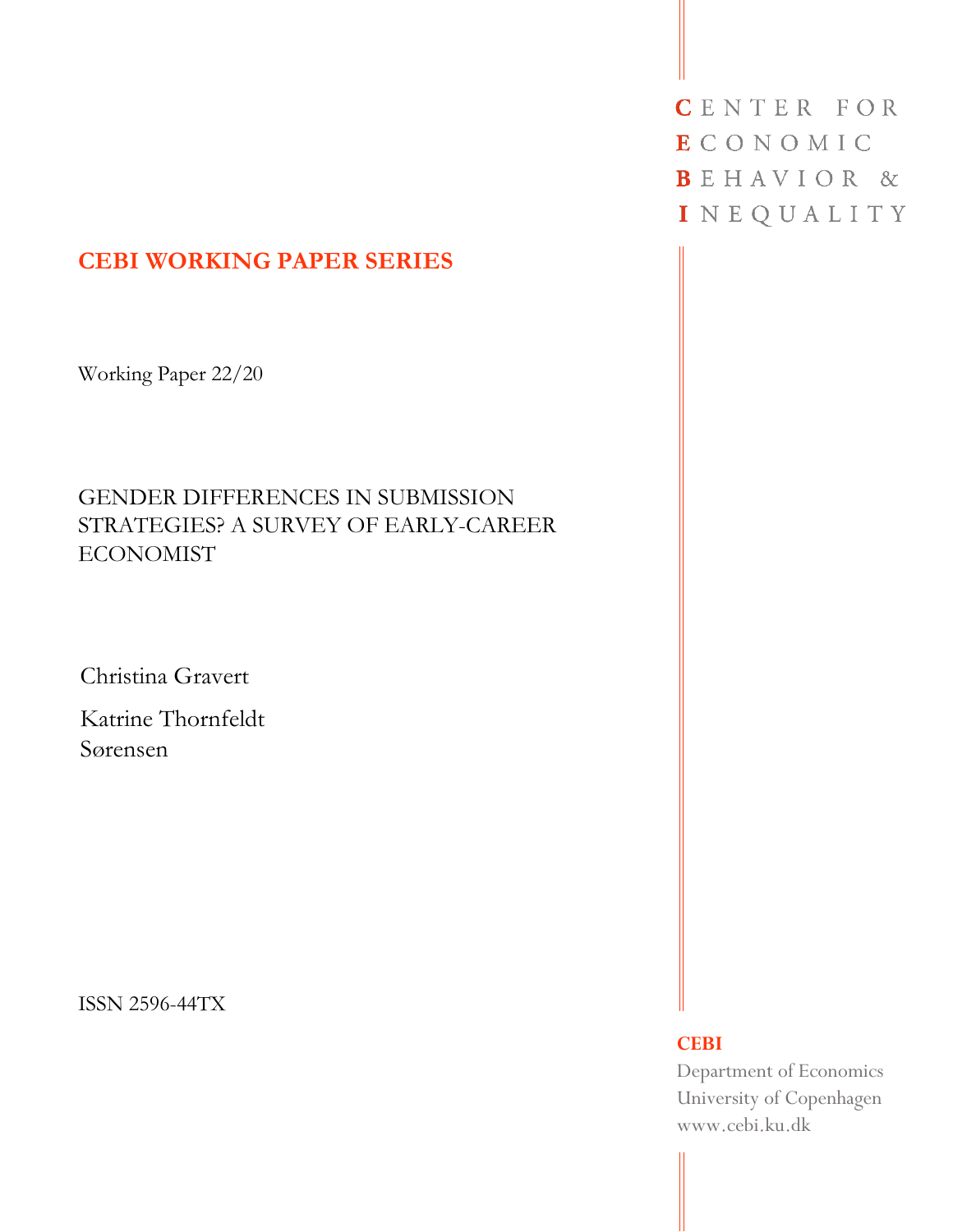CENTER FOR
ECONOMIC
BEHAVIOR &
INEQUALITY

**CEBI WORKING PAPER SERIES**

Working Paper 22/20

# GENDER DIFFERENCES IN SUBMISSION STRATEGIES? A SURVEY OF EARLY-CAREER ECONOMIST

Christina Gravert

Katrine Thornfeldt Sørensen

ISSN 2596-44TX

**CEBI**
Department of Economics
University of Copenhagen
www.cebi.ku.dk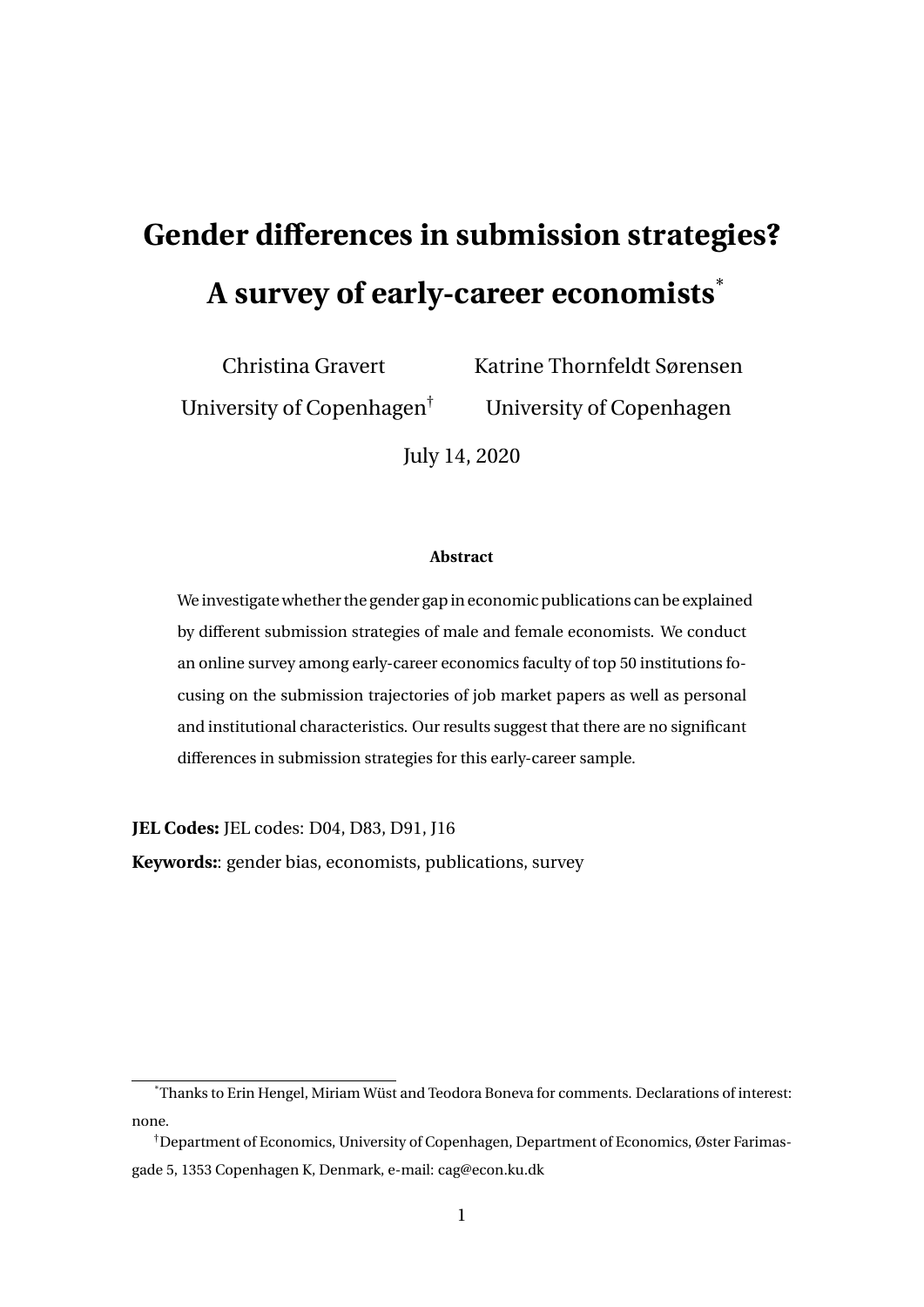# Gender differences in submission strategies? A survey of early-career economists[*]

Christina Gravert
University of Copenhagen[†]

Katrine Thornfeldt Sørensen
University of Copenhagen

July 14, 2020

**Abstract**

We investigate whether the gender gap in economic publications can be explained by different submission strategies of male and female economists. We conduct an online survey among early-career economics faculty of top 50 institutions focusing on the submission trajectories of job market papers as well as personal and institutional characteristics. Our results suggest that there are no significant differences in submission strategies for this early-career sample.

**JEL Codes:** JEL codes: D04, D83, D91, J16

**Keywords:**: gender bias, economists, publications, survey

---

[*]Thanks to Erin Hengel, Miriam Wüst and Teodora Boneva for comments. Declarations of interest: none.

[†]Department of Economics, University of Copenhagen, Department of Economics, Øster Farimasgade 5, 1353 Copenhagen K, Denmark, e-mail: cag@econ.ku.dk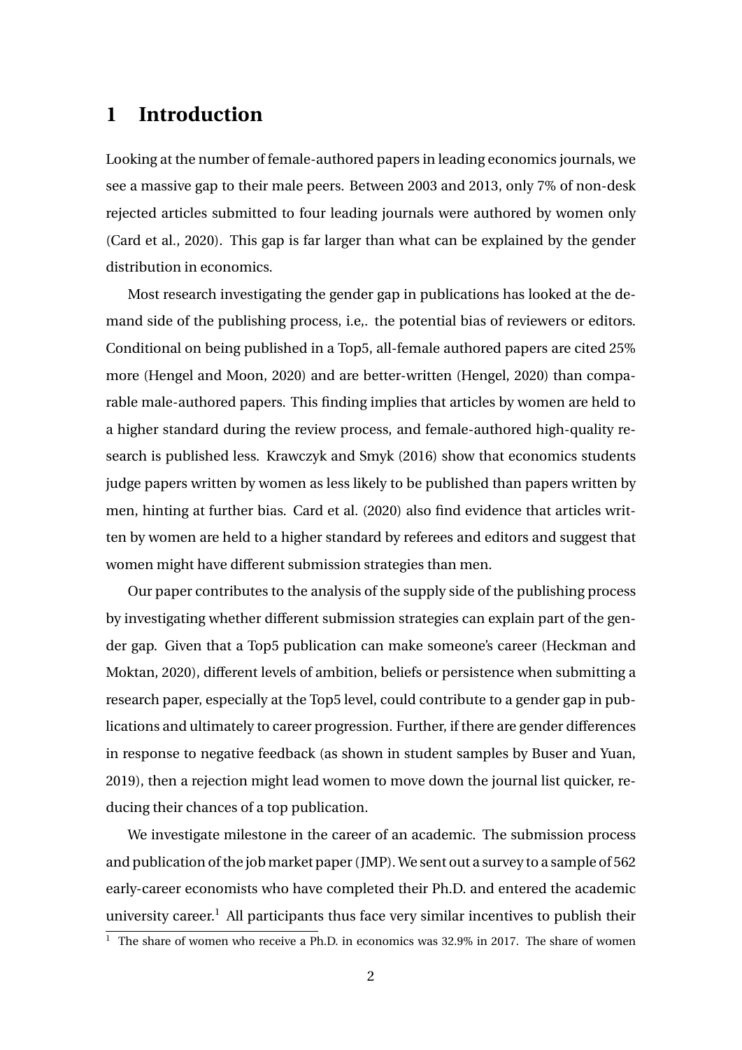# 1 Introduction

Looking at the number of female-authored papers in leading economics journals, we see a massive gap to their male peers. Between 2003 and 2013, only 7% of non-desk rejected articles submitted to four leading journals were authored by women only (Card et al., 2020). This gap is far larger than what can be explained by the gender distribution in economics.

Most research investigating the gender gap in publications has looked at the demand side of the publishing process, i.e,. the potential bias of reviewers or editors. Conditional on being published in a Top5, all-female authored papers are cited 25% more (Hengel and Moon, 2020) and are better-written (Hengel, 2020) than comparable male-authored papers. This finding implies that articles by women are held to a higher standard during the review process, and female-authored high-quality research is published less. Krawczyk and Smyk (2016) show that economics students judge papers written by women as less likely to be published than papers written by men, hinting at further bias. Card et al. (2020) also find evidence that articles written by women are held to a higher standard by referees and editors and suggest that women might have different submission strategies than men.

Our paper contributes to the analysis of the supply side of the publishing process by investigating whether different submission strategies can explain part of the gender gap. Given that a Top5 publication can make someone's career (Heckman and Moktan, 2020), different levels of ambition, beliefs or persistence when submitting a research paper, especially at the Top5 level, could contribute to a gender gap in publications and ultimately to career progression. Further, if there are gender differences in response to negative feedback (as shown in student samples by Buser and Yuan, 2019), then a rejection might lead women to move down the journal list quicker, reducing their chances of a top publication.

We investigate milestone in the career of an academic. The submission process and publication of the job market paper (JMP). We sent out a survey to a sample of 562 early-career economists who have completed their Ph.D. and entered the academic university career.[1] All participants thus face very similar incentives to publish their

[1] The share of women who receive a Ph.D. in economics was 32.9% in 2017. The share of women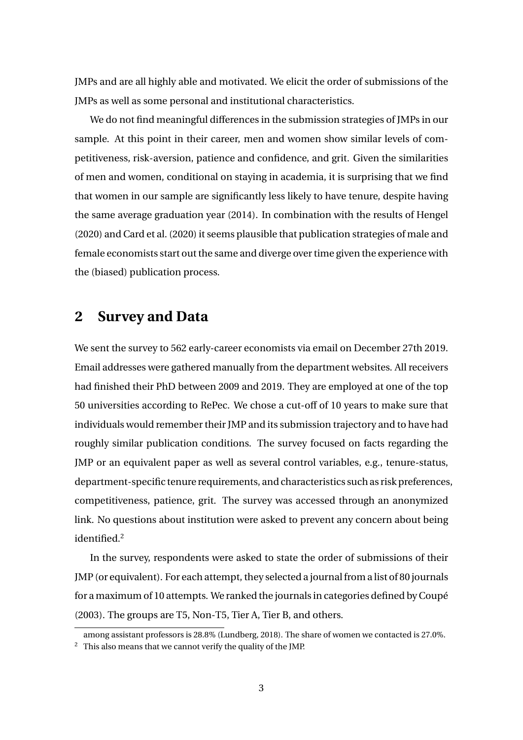JMPs and are all highly able and motivated. We elicit the order of submissions of the JMPs as well as some personal and institutional characteristics.

We do not find meaningful differences in the submission strategies of JMPs in our sample. At this point in their career, men and women show similar levels of competitiveness, risk-aversion, patience and confidence, and grit. Given the similarities of men and women, conditional on staying in academia, it is surprising that we find that women in our sample are significantly less likely to have tenure, despite having the same average graduation year (2014). In combination with the results of Hengel (2020) and Card et al. (2020) it seems plausible that publication strategies of male and female economists start out the same and diverge over time given the experience with the (biased) publication process.

## 2 Survey and Data

We sent the survey to 562 early-career economists via email on December 27th 2019. Email addresses were gathered manually from the department websites. All receivers had finished their PhD between 2009 and 2019. They are employed at one of the top 50 universities according to RePec. We chose a cut-off of 10 years to make sure that individuals would remember their JMP and its submission trajectory and to have had roughly similar publication conditions. The survey focused on facts regarding the JMP or an equivalent paper as well as several control variables, e.g., tenure-status, department-specific tenure requirements, and characteristics such as risk preferences, competitiveness, patience, grit. The survey was accessed through an anonymized link. No questions about institution were asked to prevent any concern about being identified.[2]

In the survey, respondents were asked to state the order of submissions of their JMP (or equivalent). For each attempt, they selected a journal from a list of 80 journals for a maximum of 10 attempts. We ranked the journals in categories defined by Coupé (2003). The groups are T5, Non-T5, Tier A, Tier B, and others.

among assistant professors is 28.8% (Lundberg, 2018). The share of women we contacted is 27.0%.

[2] This also means that we cannot verify the quality of the JMP.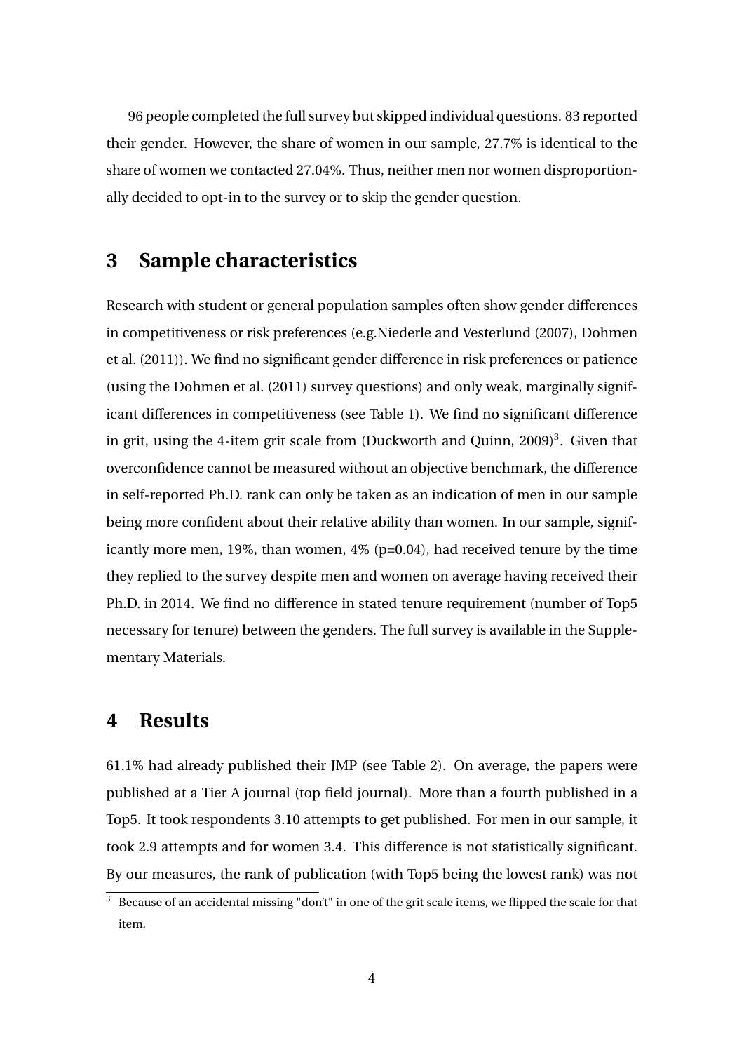96 people completed the full survey but skipped individual questions. 83 reported their gender. However, the share of women in our sample, 27.7% is identical to the share of women we contacted 27.04%. Thus, neither men nor women disproportionally decided to opt-in to the survey or to skip the gender question.

## 3 Sample characteristics

Research with student or general population samples often show gender differences in competitiveness or risk preferences (e.g.Niederle and Vesterlund (2007), Dohmen et al. (2011)). We find no significant gender difference in risk preferences or patience (using the Dohmen et al. (2011) survey questions) and only weak, marginally significant differences in competitiveness (see Table 1). We find no significant difference in grit, using the 4-item grit scale from (Duckworth and Quinn, 2009)[3]. Given that overconfidence cannot be measured without an objective benchmark, the difference in self-reported Ph.D. rank can only be taken as an indication of men in our sample being more confident about their relative ability than women. In our sample, significantly more men, 19%, than women, 4% (p=0.04), had received tenure by the time they replied to the survey despite men and women on average having received their Ph.D. in 2014. We find no difference in stated tenure requirement (number of Top5 necessary for tenure) between the genders. The full survey is available in the Supplementary Materials.

## 4 Results

61.1% had already published their JMP (see Table 2). On average, the papers were published at a Tier A journal (top field journal). More than a fourth published in a Top5. It took respondents 3.10 attempts to get published. For men in our sample, it took 2.9 attempts and for women 3.4. This difference is not statistically significant. By our measures, the rank of publication (with Top5 being the lowest rank) was not

[3] Because of an accidental missing "don't" in one of the grit scale items, we flipped the scale for that item.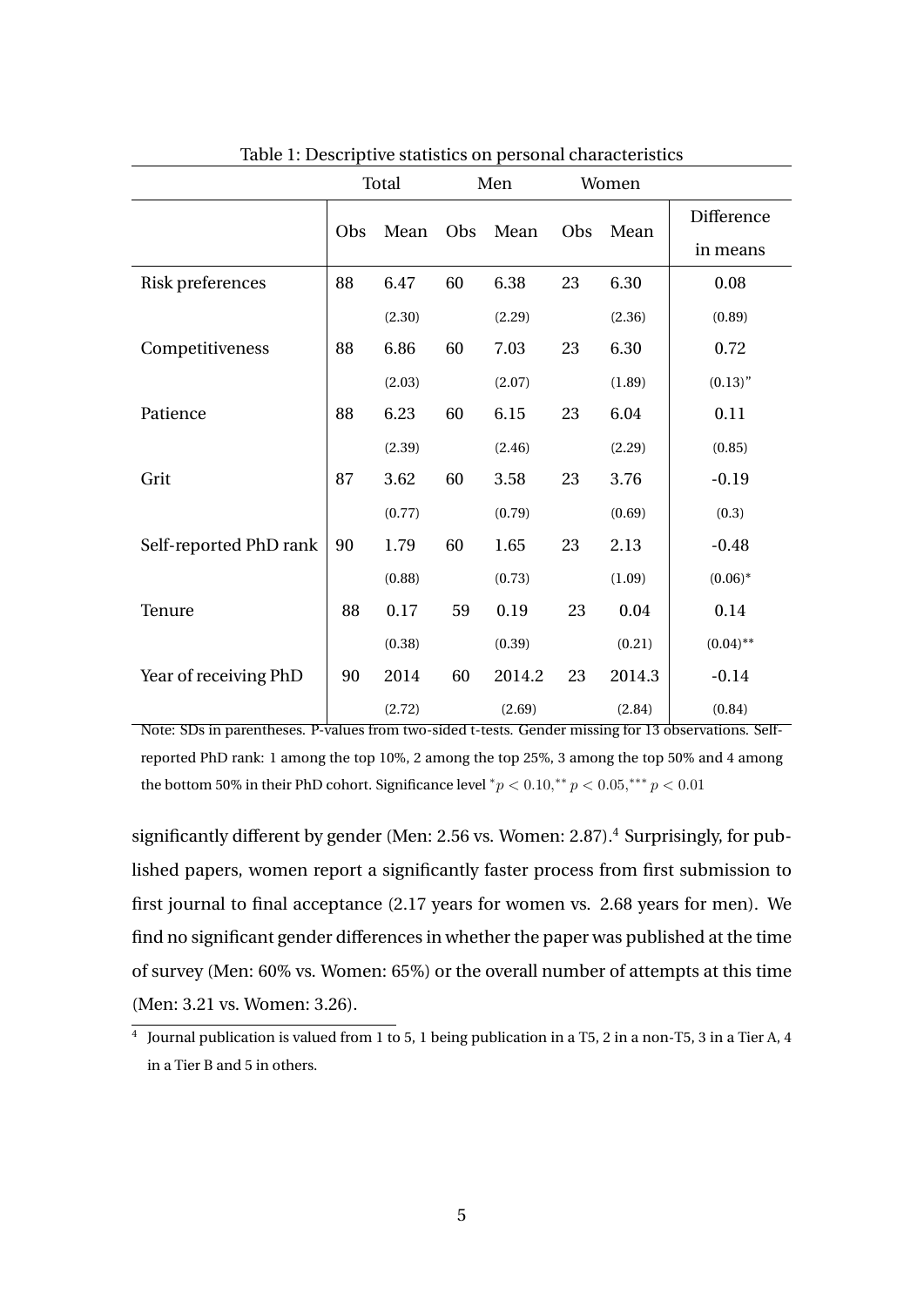Table 1: Descriptive statistics on personal characteristics

| | Total | | Men | | Women | | |
|---|---|---|---|---|---|---|---|
| | Obs | Mean | Obs | Mean | Obs | Mean | Difference in means |
| Risk preferences | 88 | 6.47 | 60 | 6.38 | 23 | 6.30 | 0.08 |
| | | (2.30) | | (2.29) | | (2.36) | (0.89) |
| Competitiveness | 88 | 6.86 | 60 | 7.03 | 23 | 6.30 | 0.72 |
| | | (2.03) | | (2.07) | | (1.89) | (0.13)" |
| Patience | 88 | 6.23 | 60 | 6.15 | 23 | 6.04 | 0.11 |
| | | (2.39) | | (2.46) | | (2.29) | (0.85) |
| Grit | 87 | 3.62 | 60 | 3.58 | 23 | 3.76 | -0.19 |
| | | (0.77) | | (0.79) | | (0.69) | (0.3) |
| Self-reported PhD rank | 90 | 1.79 | 60 | 1.65 | 23 | 2.13 | -0.48 |
| | | (0.88) | | (0.73) | | (1.09) | (0.06)* |
| Tenure | 88 | 0.17 | 59 | 0.19 | 23 | 0.04 | 0.14 |
| | | (0.38) | | (0.39) | | (0.21) | (0.04)** |
| Year of receiving PhD | 90 | 2014 | 60 | 2014.2 | 23 | 2014.3 | -0.14 |
| | | (2.72) | | (2.69) | | (2.84) | (0.84) |

Note: SDs in parentheses. P-values from two-sided t-tests. Gender missing for 13 observations. Self-reported PhD rank: 1 among the top 10%, 2 among the top 25%, 3 among the top 50% and 4 among the bottom 50% in their PhD cohort. Significance level $^{*}p < 0.10, ^{**}p < 0.05, ^{***}p < 0.01$

significantly different by gender (Men: 2.56 vs. Women: 2.87).[4] Surprisingly, for published papers, women report a significantly faster process from first submission to first journal to final acceptance (2.17 years for women vs. 2.68 years for men). We find no significant gender differences in whether the paper was published at the time of survey (Men: 60% vs. Women: 65%) or the overall number of attempts at this time (Men: 3.21 vs. Women: 3.26).

[4] Journal publication is valued from 1 to 5, 1 being publication in a T5, 2 in a non-T5, 3 in a Tier A, 4 in a Tier B and 5 in others.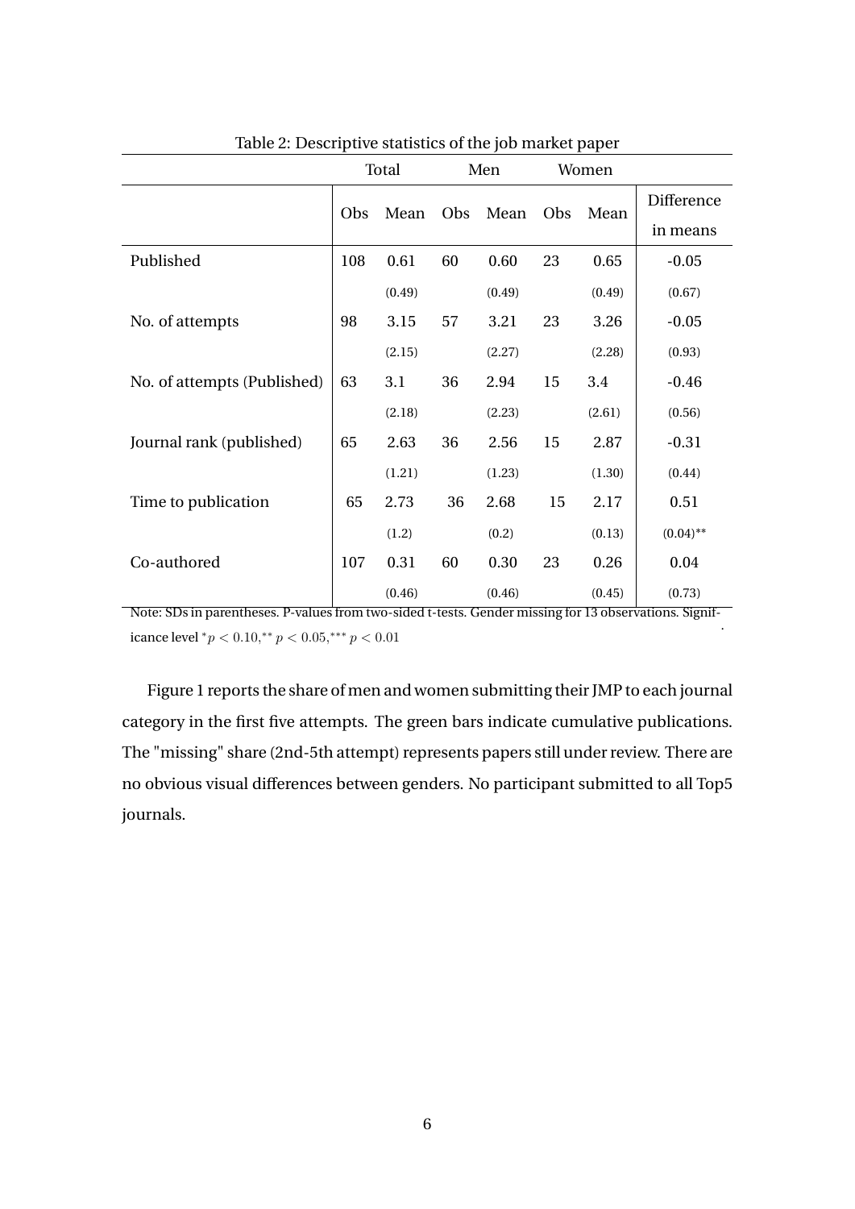Table 2: Descriptive statistics of the job market paper

| | Total | | Men | | Women | | |
|---|---|---|---|---|---|---|---|
| | Obs | Mean | Obs | Mean | Obs | Mean | Difference in means |
| Published | 108 | 0.61 | 60 | 0.60 | 23 | 0.65 | -0.05 |
| | | (0.49) | | (0.49) | | (0.49) | (0.67) |
| No. of attempts | 98 | 3.15 | 57 | 3.21 | 23 | 3.26 | -0.05 |
| | | (2.15) | | (2.27) | | (2.28) | (0.93) |
| No. of attempts (Published) | 63 | 3.1 | 36 | 2.94 | 15 | 3.4 | -0.46 |
| | | (2.18) | | (2.23) | | (2.61) | (0.56) |
| Journal rank (published) | 65 | 2.63 | 36 | 2.56 | 15 | 2.87 | -0.31 |
| | | (1.21) | | (1.23) | | (1.30) | (0.44) |
| Time to publication | 65 | 2.73 | 36 | 2.68 | 15 | 2.17 | 0.51 |
| | | (1.2) | | (0.2) | | (0.13) | (0.04)** |
| Co-authored | 107 | 0.31 | 60 | 0.30 | 23 | 0.26 | 0.04 |
| | | (0.46) | | (0.46) | | (0.45) | (0.73) |

Note: SDs in parentheses. P-values from two-sided t-tests. Gender missing for 13 observations. Significance level $^{*}p < 0.10,^{**}p < 0.05,^{***}p < 0.01$.

Figure 1 reports the share of men and women submitting their JMP to each journal category in the first five attempts. The green bars indicate cumulative publications. The "missing" share (2nd-5th attempt) represents papers still under review. There are no obvious visual differences between genders. No participant submitted to all Top5 journals.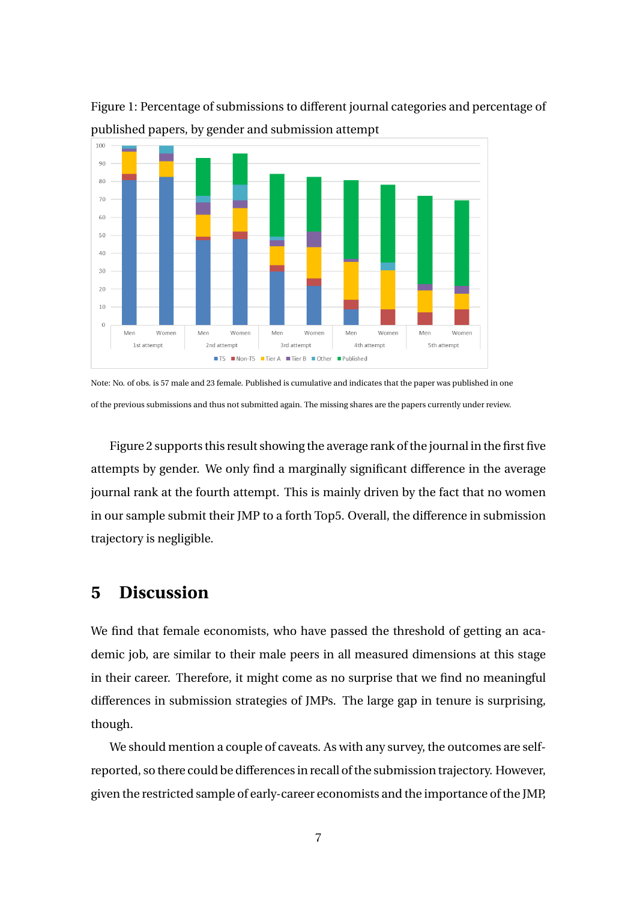Figure 1: Percentage of submissions to different journal categories and percentage of published papers, by gender and submission attempt

Note: No. of obs. is 57 male and 23 female. Published is cumulative and indicates that the paper was published in one of the previous submissions and thus not submitted again. The missing shares are the papers currently under review.

Figure 2 supports this result showing the average rank of the journal in the first five attempts by gender. We only find a marginally significant difference in the average journal rank at the fourth attempt. This is mainly driven by the fact that no women in our sample submit their JMP to a forth Top5. Overall, the difference in submission trajectory is negligible.

## 5 Discussion

We find that female economists, who have passed the threshold of getting an academic job, are similar to their male peers in all measured dimensions at this stage in their career. Therefore, it might come as no surprise that we find no meaningful differences in submission strategies of JMPs. The large gap in tenure is surprising, though.

We should mention a couple of caveats. As with any survey, the outcomes are self-reported, so there could be differences in recall of the submission trajectory. However, given the restricted sample of early-career economists and the importance of the JMP,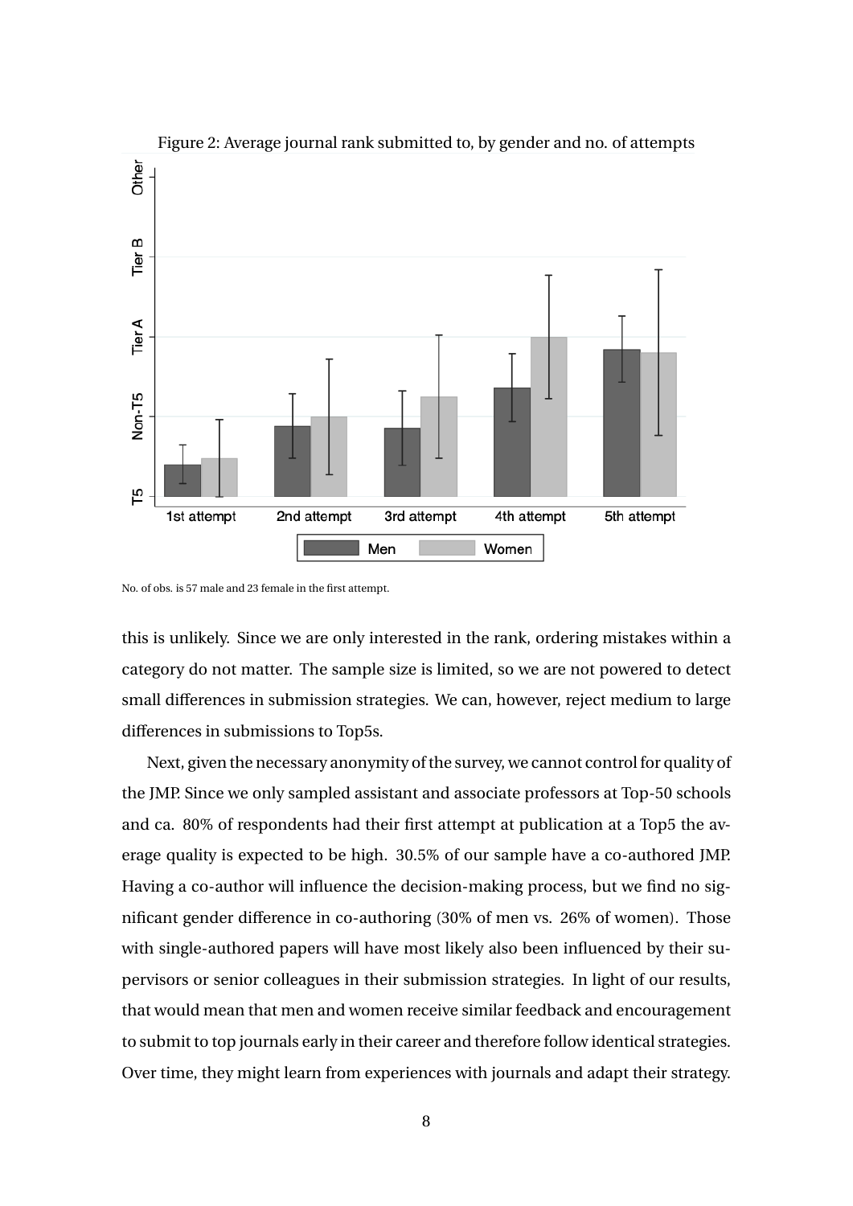Figure 2: Average journal rank submitted to, by gender and no. of attempts

No. of obs. is 57 male and 23 female in the first attempt.

this is unlikely. Since we are only interested in the rank, ordering mistakes within a category do not matter. The sample size is limited, so we are not powered to detect small differences in submission strategies. We can, however, reject medium to large differences in submissions to Top5s.

Next, given the necessary anonymity of the survey, we cannot control for quality of the JMP. Since we only sampled assistant and associate professors at Top-50 schools and ca. 80% of respondents had their first attempt at publication at a Top5 the average quality is expected to be high. 30.5% of our sample have a co-authored JMP. Having a co-author will influence the decision-making process, but we find no significant gender difference in co-authoring (30% of men vs. 26% of women). Those with single-authored papers will have most likely also been influenced by their supervisors or senior colleagues in their submission strategies. In light of our results, that would mean that men and women receive similar feedback and encouragement to submit to top journals early in their career and therefore follow identical strategies. Over time, they might learn from experiences with journals and adapt their strategy.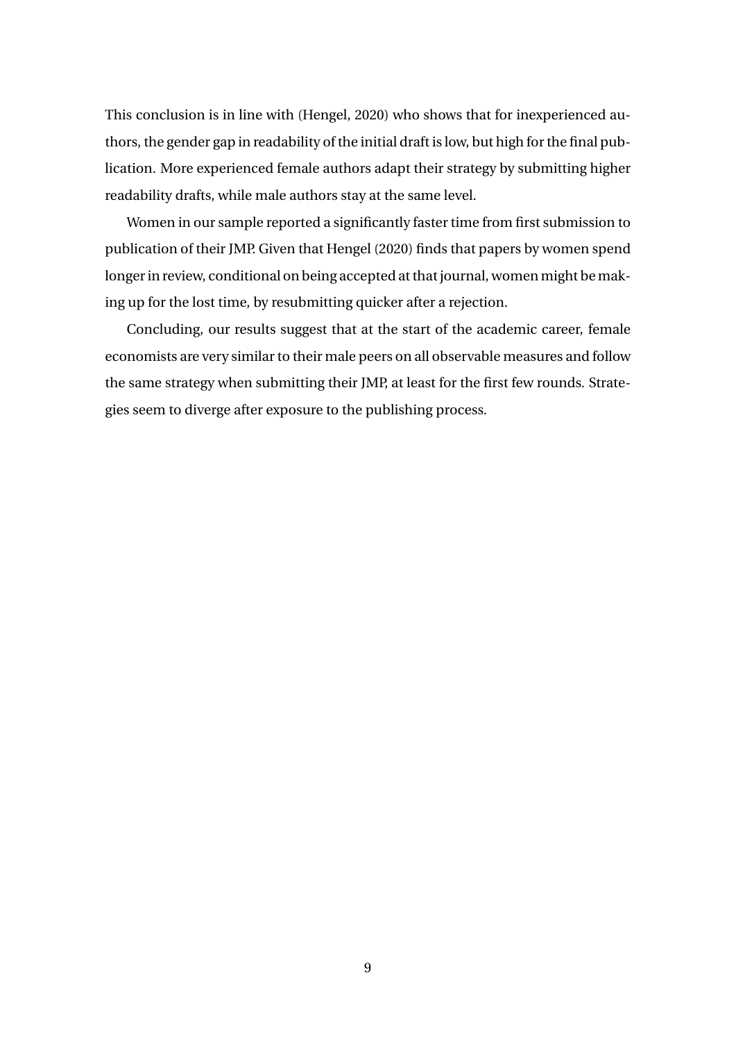This conclusion is in line with (Hengel, 2020) who shows that for inexperienced authors, the gender gap in readability of the initial draft is low, but high for the final publication. More experienced female authors adapt their strategy by submitting higher readability drafts, while male authors stay at the same level.

Women in our sample reported a significantly faster time from first submission to publication of their JMP. Given that Hengel (2020) finds that papers by women spend longer in review, conditional on being accepted at that journal, women might be making up for the lost time, by resubmitting quicker after a rejection.

Concluding, our results suggest that at the start of the academic career, female economists are very similar to their male peers on all observable measures and follow the same strategy when submitting their JMP, at least for the first few rounds. Strategies seem to diverge after exposure to the publishing process.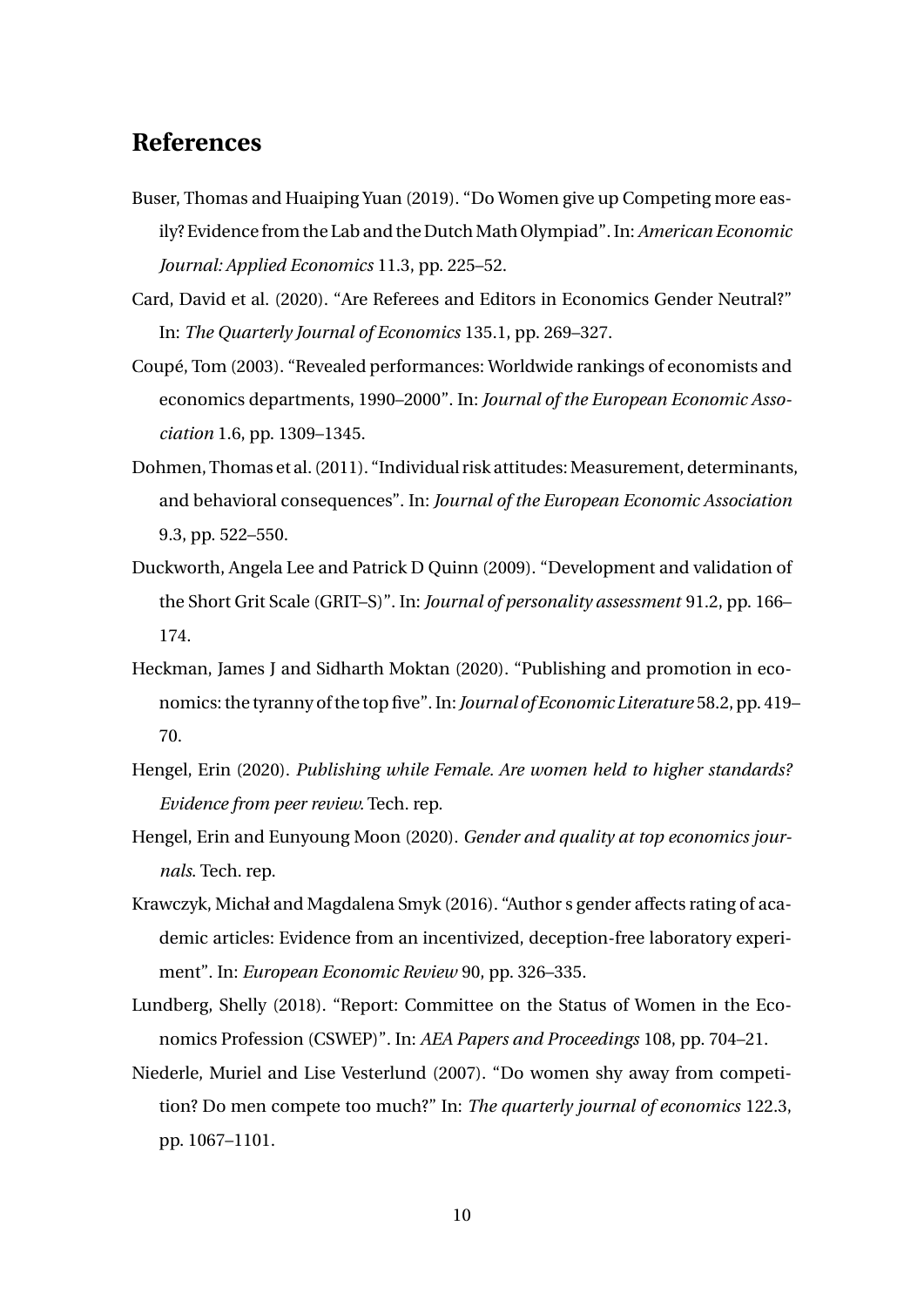## References

Buser, Thomas and Huaiping Yuan (2019). "Do Women give up Competing more easily? Evidence from the Lab and the Dutch Math Olympiad". In: *American Economic Journal: Applied Economics* 11.3, pp. 225–52.

Card, David et al. (2020). "Are Referees and Editors in Economics Gender Neutral?" In: *The Quarterly Journal of Economics* 135.1, pp. 269–327.

Coupé, Tom (2003). "Revealed performances: Worldwide rankings of economists and economics departments, 1990–2000". In: *Journal of the European Economic Association* 1.6, pp. 1309–1345.

Dohmen, Thomas et al. (2011). "Individual risk attitudes: Measurement, determinants, and behavioral consequences". In: *Journal of the European Economic Association* 9.3, pp. 522–550.

Duckworth, Angela Lee and Patrick D Quinn (2009). "Development and validation of the Short Grit Scale (GRIT–S)". In: *Journal of personality assessment* 91.2, pp. 166–174.

Heckman, James J and Sidharth Moktan (2020). "Publishing and promotion in economics: the tyranny of the top five". In: *Journal of Economic Literature* 58.2, pp. 419–70.

Hengel, Erin (2020). *Publishing while Female. Are women held to higher standards? Evidence from peer review.* Tech. rep.

Hengel, Erin and Eunyoung Moon (2020). *Gender and quality at top economics journals.* Tech. rep.

Krawczyk, Michał and Magdalena Smyk (2016). "Author s gender affects rating of academic articles: Evidence from an incentivized, deception-free laboratory experiment". In: *European Economic Review* 90, pp. 326–335.

Lundberg, Shelly (2018). "Report: Committee on the Status of Women in the Economics Profession (CSWEP)". In: *AEA Papers and Proceedings* 108, pp. 704–21.

Niederle, Muriel and Lise Vesterlund (2007). "Do women shy away from competition? Do men compete too much?" In: *The quarterly journal of economics* 122.3, pp. 1067–1101.